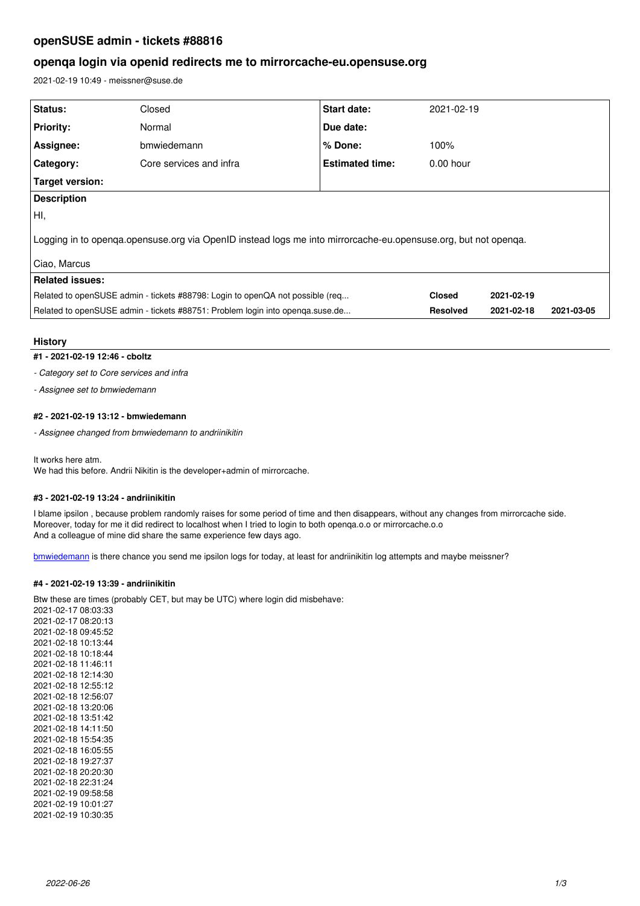# openSUSE admin - tickets #88816

## openqa login via openid redirects me to mirrorcache-eu.opensuse.org

2021-02-19 10:49 - meissner@suse.de

| Status: | Closed | Start date: | 2021-02-19 |
|---|---|---|---|
| Priority: | Normal | Due date: | |
| Assignee: | bmwiedemann | % Done: | 100% |
| Category: | Core services and infra | Estimated time: | 0.00 hour |
| Target version: | | | |

**Description**

HI,

Logging in to openqa.opensuse.org via OpenID instead logs me into mirrorcache-eu.opensuse.org, but not openqa.

Ciao, Marcus

**Related issues:**

| | | | |
|---|---|---|---|
| Related to openSUSE admin - tickets #88798: Login to openQA not possible (req... | **Closed** | 2021-02-19 | |
| Related to openSUSE admin - tickets #88751: Problem login into openqa.suse.de... | **Resolved** | 2021-02-18 | 2021-03-05 |

### History

#### #1 - 2021-02-19 12:46 - cboltz

*- Category set to Core services and infra*

*- Assignee set to bmwiedemann*

#### #2 - 2021-02-19 13:12 - bmwiedemann

*- Assignee changed from bmwiedemann to andriinikitin*

It works here atm.
We had this before. Andrii Nikitin is the developer+admin of mirrorcache.

#### #3 - 2021-02-19 13:24 - andriinikitin

I blame ipsilon , because problem randomly raises for some period of time and then disappears, without any changes from mirrorcache side.
Moreover, today for me it did redirect to localhost when I tried to login to both openqa.o.o or mirrorcache.o.o
And a colleague of mine did share the same experience few days ago.

bmwiedemann is there chance you send me ipsilon logs for today, at least for andriinikitin log attempts and maybe meissner?

#### #4 - 2021-02-19 13:39 - andriinikitin

Btw these are times (probably CET, but may be UTC) where login did misbehave:
2021-02-17 08:03:33
2021-02-17 08:20:13
2021-02-18 09:45:52
2021-02-18 10:13:44
2021-02-18 10:18:44
2021-02-18 11:46:11
2021-02-18 12:14:30
2021-02-18 12:55:12
2021-02-18 12:56:07
2021-02-18 13:20:06
2021-02-18 13:51:42
2021-02-18 14:11:50
2021-02-18 15:54:35
2021-02-18 16:05:55
2021-02-18 19:27:37
2021-02-18 20:20:30
2021-02-18 22:31:24
2021-02-19 09:58:58
2021-02-19 10:01:27
2021-02-19 10:30:35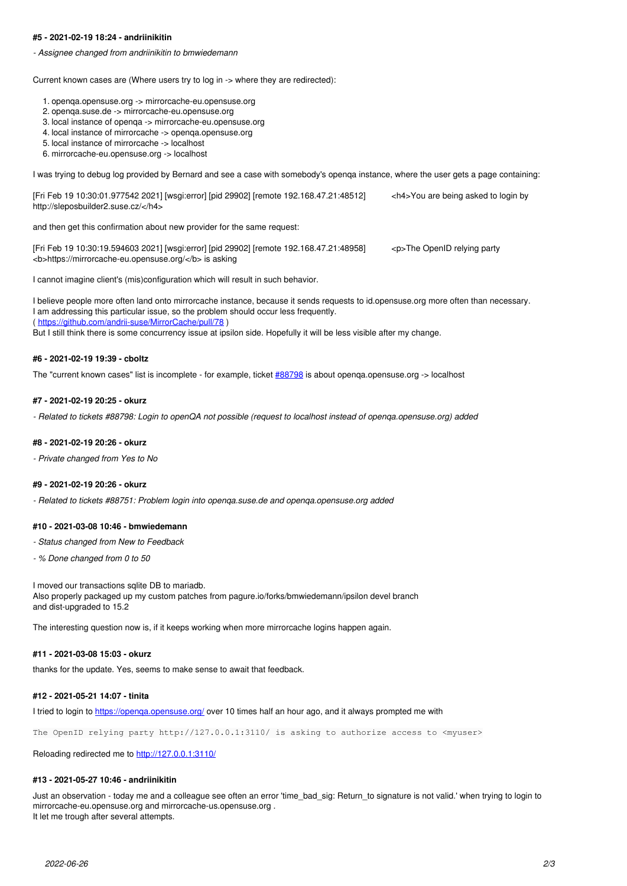#### #5 - 2021-02-19 18:24 - andriinikitin

*- Assignee changed from andriinikitin to bmwiedemann*

Current known cases are (Where users try to log in -> where they are redirected):

1. openqa.opensuse.org -> mirrorcache-eu.opensuse.org
2. openqa.suse.de -> mirrorcache-eu.opensuse.org
3. local instance of openqa -> mirrorcache-eu.opensuse.org
4. local instance of mirrorcache -> openqa.opensuse.org
5. local instance of mirrorcache -> localhost
6. mirrorcache-eu.opensuse.org -> localhost

I was trying to debug log provided by Bernard and see a case with somebody's openqa instance, where the user gets a page containing:

[Fri Feb 19 10:30:01.977542 2021] [wsgi:error] [pid 29902] [remote 192.168.47.21:48512]          <h4>You are being asked to login by http://sleposbuilder2.suse.cz/</h4>

and then get this confirmation about new provider for the same request:

[Fri Feb 19 10:30:19.594603 2021] [wsgi:error] [pid 29902] [remote 192.168.47.21:48958]          <p>The OpenID relying party <b>https://mirrorcache-eu.opensuse.org/</b> is asking

I cannot imagine client's (mis)configuration which will result in such behavior.

I believe people more often land onto mirrorcache instance, because it sends requests to id.opensuse.org more often than necessary.
I am addressing this particular issue, so the problem should occur less frequently.
( https://github.com/andrii-suse/MirrorCache/pull/78 )
But I still think there is some concurrency issue at ipsilon side. Hopefully it will be less visible after my change.

#### #6 - 2021-02-19 19:39 - cboltz

The "current known cases" list is incomplete - for example, ticket #88798 is about openqa.opensuse.org -> localhost

#### #7 - 2021-02-19 20:25 - okurz

*- Related to tickets #88798: Login to openQA not possible (request to localhost instead of openqa.opensuse.org) added*

#### #8 - 2021-02-19 20:26 - okurz

*- Private changed from Yes to No*

#### #9 - 2021-02-19 20:26 - okurz

*- Related to tickets #88751: Problem login into openqa.suse.de and openqa.opensuse.org added*

#### #10 - 2021-03-08 10:46 - bmwiedemann

*- Status changed from New to Feedback*

*- % Done changed from 0 to 50*

I moved our transactions sqlite DB to mariadb.
Also properly packaged up my custom patches from pagure.io/forks/bmwiedemann/ipsilon devel branch
and dist-upgraded to 15.2

The interesting question now is, if it keeps working when more mirrorcache logins happen again.

#### #11 - 2021-03-08 15:03 - okurz

thanks for the update. Yes, seems to make sense to await that feedback.

#### #12 - 2021-05-21 14:07 - tinita

I tried to login to https://openqa.opensuse.org/ over 10 times half an hour ago, and it always prompted me with

```
The OpenID relying party http://127.0.0.1:3110/ is asking to authorize access to <myuser>
```

Reloading redirected me to http://127.0.0.1:3110/

#### #13 - 2021-05-27 10:46 - andriinikitin

Just an observation - today me and a colleague see often an error 'time_bad_sig: Return_to signature is not valid.' when trying to login to mirrorcache-eu.opensuse.org and mirrorcache-us.opensuse.org .
It let me trough after several attempts.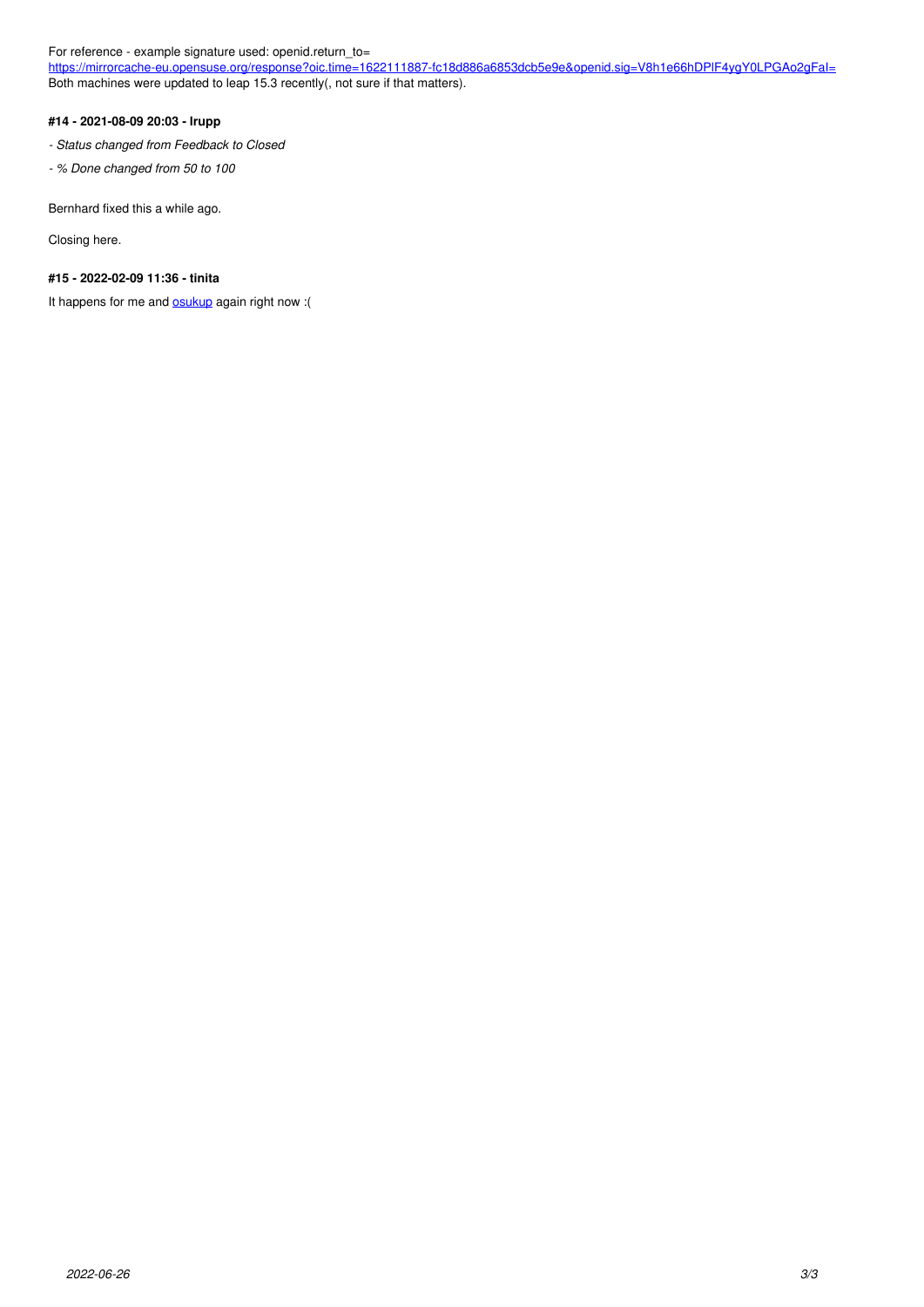For reference - example signature used: openid.return_to=
https://mirrorcache-eu.opensuse.org/response?oic.time=1622111887-fc18d886a6853dcb5e9e&openid.sig=V8h1e66hDPlF4ygY0LPGAo2gFaI=
Both machines were updated to leap 15.3 recently(, not sure if that matters).

#### #14 - 2021-08-09 20:03 - lrupp

- *Status changed from Feedback to Closed*
- *% Done changed from 50 to 100*

Bernhard fixed this a while ago.

Closing here.

#### #15 - 2022-02-09 11:36 - tinita

It happens for me and osukup again right now :(